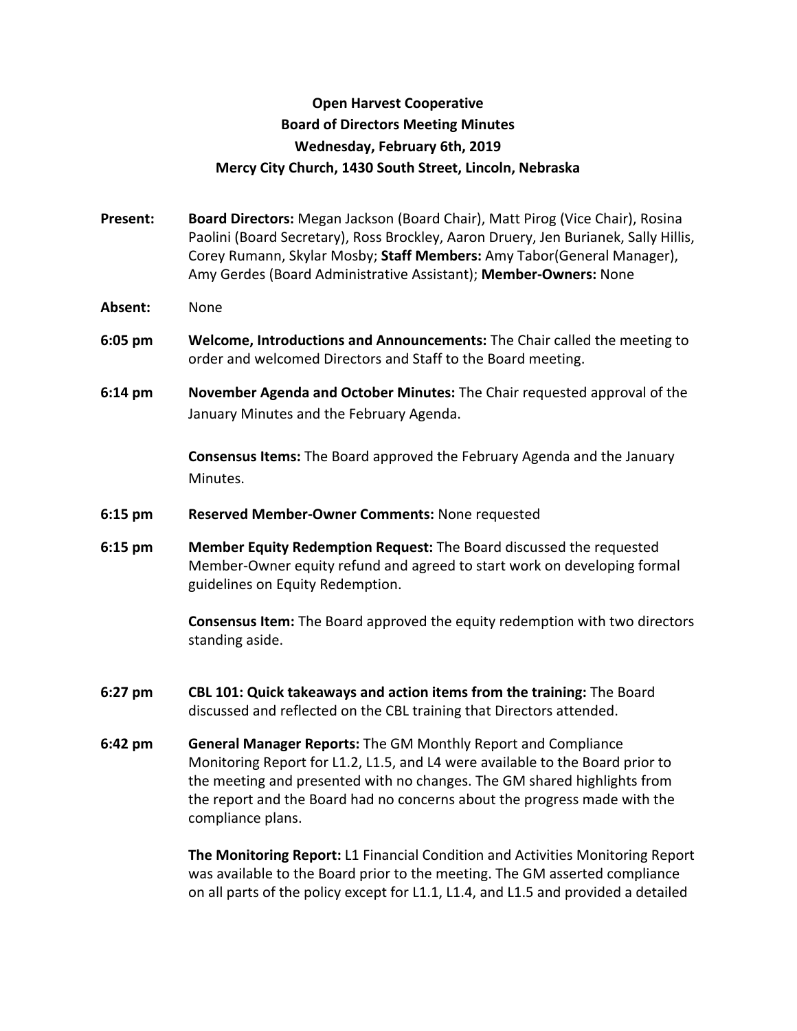**Open Harvest Cooperative**
**Board of Directors Meeting Minutes**
**Wednesday, February 6th, 2019**
**Mercy City Church, 1430 South Street, Lincoln, Nebraska**

**Present:** **Board Directors:** Megan Jackson (Board Chair), Matt Pirog (Vice Chair), Rosina Paolini (Board Secretary), Ross Brockley, Aaron Druery, Jen Burianek, Sally Hillis, Corey Rumann, Skylar Mosby; **Staff Members:** Amy Tabor(General Manager), Amy Gerdes (Board Administrative Assistant); **Member-Owners:** None

**Absent:** None

**6:05 pm** **Welcome, Introductions and Announcements:** The Chair called the meeting to order and welcomed Directors and Staff to the Board meeting.

**6:14 pm** **November Agenda and October Minutes:** The Chair requested approval of the January Minutes and the February Agenda.

**Consensus Items:** The Board approved the February Agenda and the January Minutes.

**6:15 pm** **Reserved Member-Owner Comments:** None requested

**6:15 pm** **Member Equity Redemption Request:** The Board discussed the requested Member-Owner equity refund and agreed to start work on developing formal guidelines on Equity Redemption.

**Consensus Item:** The Board approved the equity redemption with two directors standing aside.

**6:27 pm** **CBL 101: Quick takeaways and action items from the training:** The Board discussed and reflected on the CBL training that Directors attended.

**6:42 pm** **General Manager Reports:** The GM Monthly Report and Compliance Monitoring Report for L1.2, L1.5, and L4 were available to the Board prior to the meeting and presented with no changes. The GM shared highlights from the report and the Board had no concerns about the progress made with the compliance plans.

**The Monitoring Report:** L1 Financial Condition and Activities Monitoring Report was available to the Board prior to the meeting. The GM asserted compliance on all parts of the policy except for L1.1, L1.4, and L1.5 and provided a detailed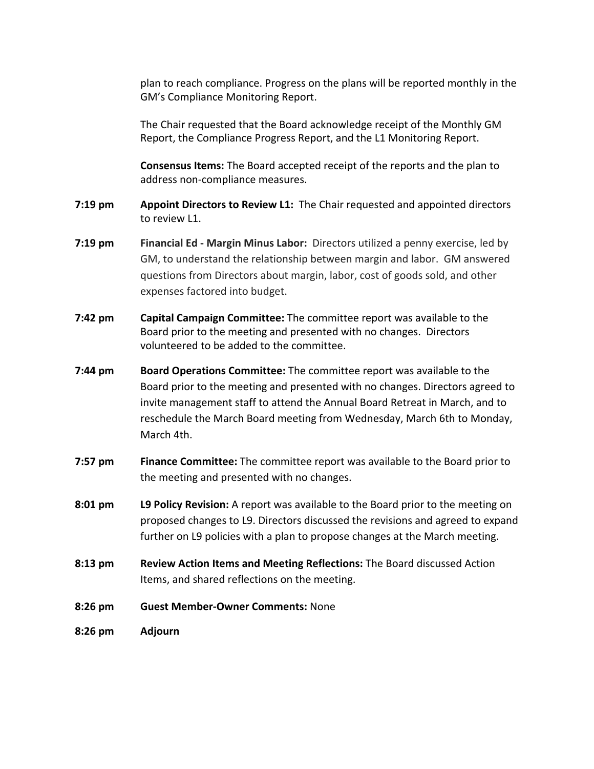plan to reach compliance. Progress on the plans will be reported monthly in the GM's Compliance Monitoring Report.

The Chair requested that the Board acknowledge receipt of the Monthly GM Report, the Compliance Progress Report, and the L1 Monitoring Report.

**Consensus Items:** The Board accepted receipt of the reports and the plan to address non-compliance measures.

**7:19 pm** **Appoint Directors to Review L1:** The Chair requested and appointed directors to review L1.

**7:19 pm** **Financial Ed - Margin Minus Labor:** Directors utilized a penny exercise, led by GM, to understand the relationship between margin and labor. GM answered questions from Directors about margin, labor, cost of goods sold, and other expenses factored into budget.

**7:42 pm** **Capital Campaign Committee:** The committee report was available to the Board prior to the meeting and presented with no changes. Directors volunteered to be added to the committee.

**7:44 pm** **Board Operations Committee:** The committee report was available to the Board prior to the meeting and presented with no changes. Directors agreed to invite management staff to attend the Annual Board Retreat in March, and to reschedule the March Board meeting from Wednesday, March 6th to Monday, March 4th.

**7:57 pm** **Finance Committee:** The committee report was available to the Board prior to the meeting and presented with no changes.

**8:01 pm** **L9 Policy Revision:** A report was available to the Board prior to the meeting on proposed changes to L9. Directors discussed the revisions and agreed to expand further on L9 policies with a plan to propose changes at the March meeting.

**8:13 pm** **Review Action Items and Meeting Reflections:** The Board discussed Action Items, and shared reflections on the meeting.

**8:26 pm** **Guest Member-Owner Comments:** None

**8:26 pm** **Adjourn**